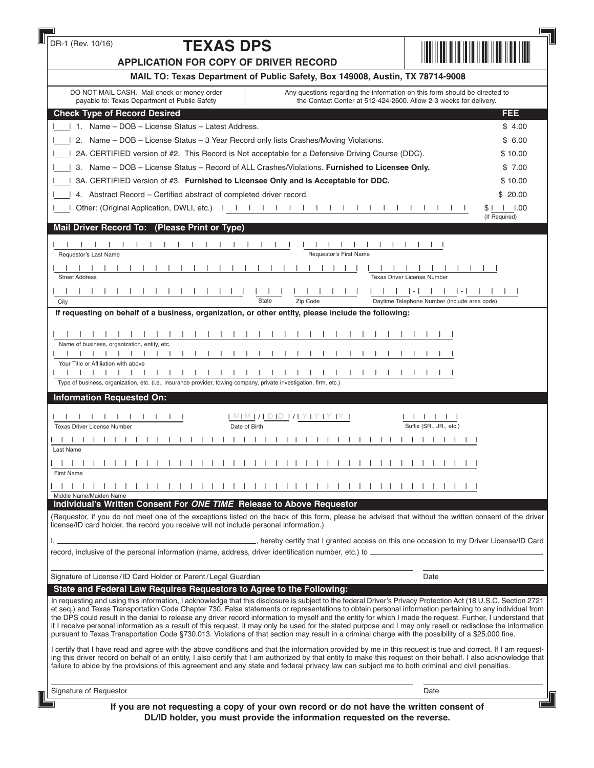DR-1 (Rev. 10/16)

# TEXAS DPS

## APPLICATION FOR COPY OF DRIVER RECORD

**MAIL TO: Texas Department of Public Safety, Box 149008, Austin, TX 78714-9008**

| DO NOT MAIL CASH. Mail check or money order payable to: Texas Department of Public Safety | Any questions regarding the information on this form should be directed to the Contact Center at 512-424-2600. Allow 2-3 weeks for delivery. |
|---|---|

### Check Type of Record Desired

| | Type | FEE |
|---|---|---|
| ☐ | 1. Name – DOB – License Status – Latest Address. | $ 4.00 |
| ☐ | 2. Name – DOB – License Status – 3 Year Record only lists Crashes/Moving Violations. | $ 6.00 |
| ☐ | 2A. CERTIFIED version of #2. This Record is Not acceptable for a Defensive Driving Course (DDC). | $ 10.00 |
| ☐ | 3. Name – DOB – License Status – Record of ALL Crashes/Violations. **Furnished to Licensee Only.** | $ 7.00 |
| ☐ | 3A. CERTIFIED version of #3. **Furnished to Licensee Only and is Acceptable for DDC.** | $ 10.00 |
| ☐ | 4. Abstract Record – Certified abstract of completed driver record. | $ 20.00 |
| ☐ | Other: (Original Application, DWLI, etc.) ____________________ | $ ___.00 (If Required) |

### Mail Driver Record To: (Please Print or Type)

Requestor's Last Name: ____________________ Requestor's First Name: ____________________

Street Address: ____________________ Texas Driver License Number: ____________________

City: ____________________ State: ____ Zip Code: ________ Daytime Telephone Number (include area code): ___-___-____

**If requesting on behalf of a business, organization, or other entity, please include the following:**

Name of business, organization, entity, etc.: ____________________

Your Title or Affiliation with above: ____________________

Type of business, organization, etc. (i.e., insurance provider, towing company, private investigation, firm, etc.): ____________________

### Information Requested On:

Texas Driver License Number: ____________________ Date of Birth: MM / DD / YYYY Suffix (SR., JR., etc.): ________

Last Name: ____________________

First Name: ____________________

Middle Name/Maiden Name: ____________________

### Individual's Written Consent For *ONE TIME* Release to Above Requestor

(Requestor, if you do not meet one of the exceptions listed on the back of this form, please be advised that without the written consent of the driver license/ID card holder, the record you receive will not include personal information.)

I, ____________________, hereby certify that I granted access on this one occasion to my Driver License/ID Card record, inclusive of the personal information (name, address, driver identification number, etc.) to ____________________.

Signature of License / ID Card Holder or Parent / Legal Guardian ____________________ Date ____________

### State and Federal Law Requires Requestors to Agree to the Following:

In requesting and using this information, I acknowledge that this disclosure is subject to the federal Driver's Privacy Protection Act (18 U.S.C. Section 2721 et seq.) and Texas Transportation Code Chapter 730. False statements or representations to obtain personal information pertaining to any individual from the DPS could result in the denial to release any driver record information to myself and the entity for which I made the request. Further, I understand that if I receive personal information as a result of this request, it may only be used for the stated purpose and I may only resell or redisclose the information pursuant to Texas Transportation Code §730.013. Violations of that section may result in a criminal charge with the possibility of a $25,000 fine.

I certify that I have read and agree with the above conditions and that the information provided by me in this request is true and correct. If I am requesting this driver record on behalf of an entity, I also certify that I am authorized by that entity to make this request on their behalf. I also acknowledge that failure to abide by the provisions of this agreement and any state and federal privacy law can subject me to both criminal and civil penalties.

Signature of Requestor ____________________ Date ____________

**If you are not requesting a copy of your own record or do not have the written consent of DL/ID holder, you must provide the information requested on the reverse.**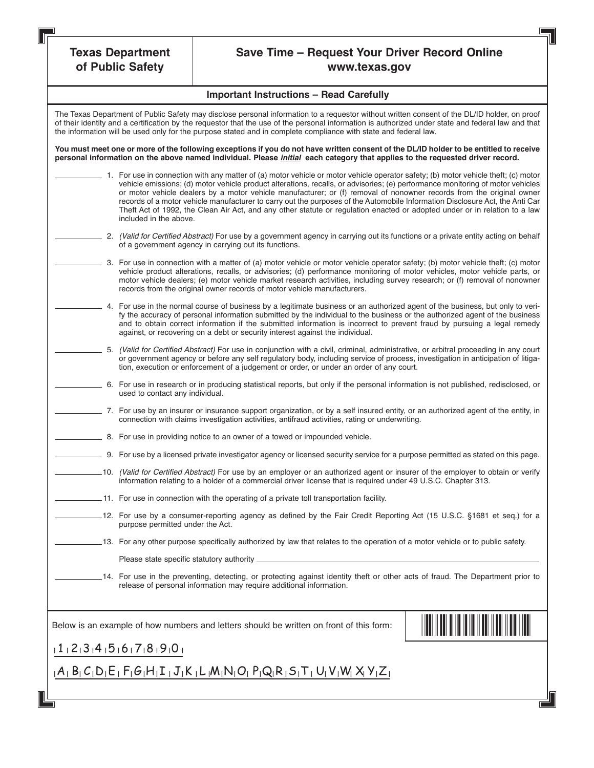| Texas Department of Public Safety | Save Time – Request Your Driver Record Online www.texas.gov |
|---|---|

## Important Instructions – Read Carefully

The Texas Department of Public Safety may disclose personal information to a requestor without written consent of the DL/ID holder, on proof of their identity and a certification by the requestor that the use of the personal information is authorized under state and federal law and that the information will be used only for the purpose stated and in complete compliance with state and federal law.

**You must meet one or more of the following exceptions if you do not have written consent of the DL/ID holder to be entitled to receive personal information on the above named individual. Please *initial* each category that applies to the requested driver record.**

\_\_\_\_\_\_\_\_\_\_ 1. For use in connection with any matter of (a) motor vehicle or motor vehicle operator safety; (b) motor vehicle theft; (c) motor vehicle emissions; (d) motor vehicle product alterations, recalls, or advisories; (e) performance monitoring of motor vehicles or motor vehicle dealers by a motor vehicle manufacturer; or (f) removal of nonowner records from the original owner records of a motor vehicle manufacturer to carry out the purposes of the Automobile Information Disclosure Act, the Anti Car Theft Act of 1992, the Clean Air Act, and any other statute or regulation enacted or adopted under or in relation to a law included in the above.

\_\_\_\_\_\_\_\_\_\_ 2. *(Valid for Certified Abstract)* For use by a government agency in carrying out its functions or a private entity acting on behalf of a government agency in carrying out its functions.

\_\_\_\_\_\_\_\_\_\_ 3. For use in connection with a matter of (a) motor vehicle or motor vehicle operator safety; (b) motor vehicle theft; (c) motor vehicle product alterations, recalls, or advisories; (d) performance monitoring of motor vehicles, motor vehicle parts, or motor vehicle dealers; (e) motor vehicle market research activities, including survey research; or (f) removal of nonowner records from the original owner records of motor vehicle manufacturers.

\_\_\_\_\_\_\_\_\_\_ 4. For use in the normal course of business by a legitimate business or an authorized agent of the business, but only to verify the accuracy of personal information submitted by the individual to the business or the authorized agent of the business and to obtain correct information if the submitted information is incorrect to prevent fraud by pursuing a legal remedy against, or recovering on a debt or security interest against the individual.

\_\_\_\_\_\_\_\_\_\_ 5. *(Valid for Certified Abstract)* For use in conjunction with a civil, criminal, administrative, or arbitral proceeding in any court or government agency or before any self regulatory body, including service of process, investigation in anticipation of litigation, execution or enforcement of a judgement or order, or under an order of any court.

\_\_\_\_\_\_\_\_\_\_ 6. For use in research or in producing statistical reports, but only if the personal information is not published, redisclosed, or used to contact any individual.

\_\_\_\_\_\_\_\_\_\_ 7. For use by an insurer or insurance support organization, or by a self insured entity, or an authorized agent of the entity, in connection with claims investigation activities, antifraud activities, rating or underwriting.

\_\_\_\_\_\_\_\_\_\_ 8. For use in providing notice to an owner of a towed or impounded vehicle.

\_\_\_\_\_\_\_\_\_\_ 9. For use by a licensed private investigator agency or licensed security service for a purpose permitted as stated on this page.

\_\_\_\_\_\_\_\_\_\_ 10. *(Valid for Certified Abstract)* For use by an employer or an authorized agent or insurer of the employer to obtain or verify information relating to a holder of a commercial driver license that is required under 49 U.S.C. Chapter 313.

\_\_\_\_\_\_\_\_\_\_ 11. For use in connection with the operating of a private toll transportation facility.

\_\_\_\_\_\_\_\_\_\_ 12. For use by a consumer-reporting agency as defined by the Fair Credit Reporting Act (15 U.S.C. §1681 et seq.) for a purpose permitted under the Act.

\_\_\_\_\_\_\_\_\_\_ 13. For any other purpose specifically authorized by law that relates to the operation of a motor vehicle or to public safety.

Please state specific statutory authority \_\_\_\_\_\_\_\_\_\_\_\_\_\_\_\_\_\_\_\_\_\_\_\_\_\_\_\_\_\_\_\_\_\_\_\_\_\_\_\_

\_\_\_\_\_\_\_\_\_\_ 14. For use in the preventing, detecting, or protecting against identity theft or other acts of fraud. The Department prior to release of personal information may require additional information.

Below is an example of how numbers and letters should be written on front of this form:

1 2 3 4 5 6 7 8 9 0

A B C D E F G H I J K L M N O P Q R S T U V W X Y Z